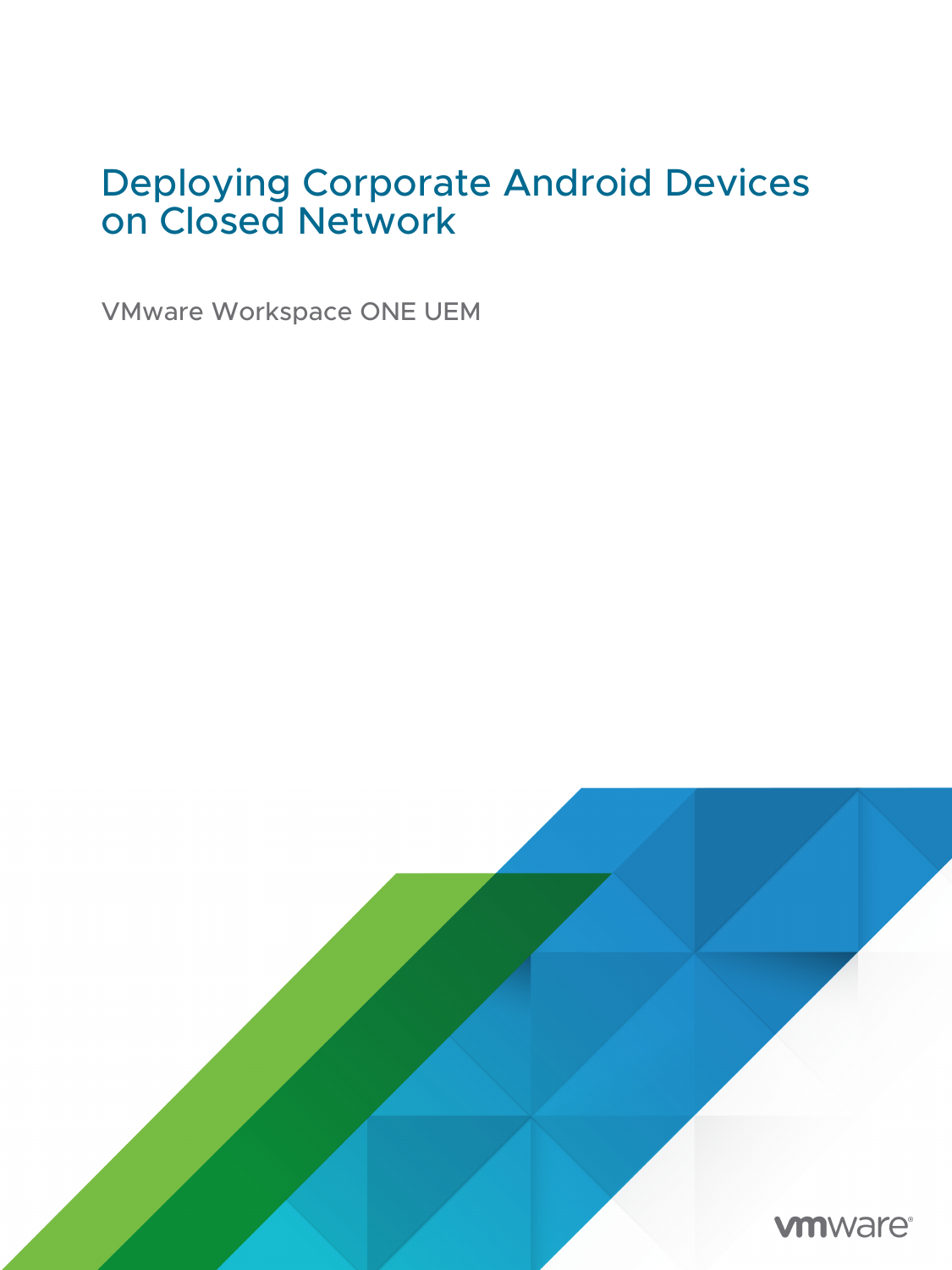# Deploying Corporate Android Devices on Closed Network

VMware Workspace ONE UEM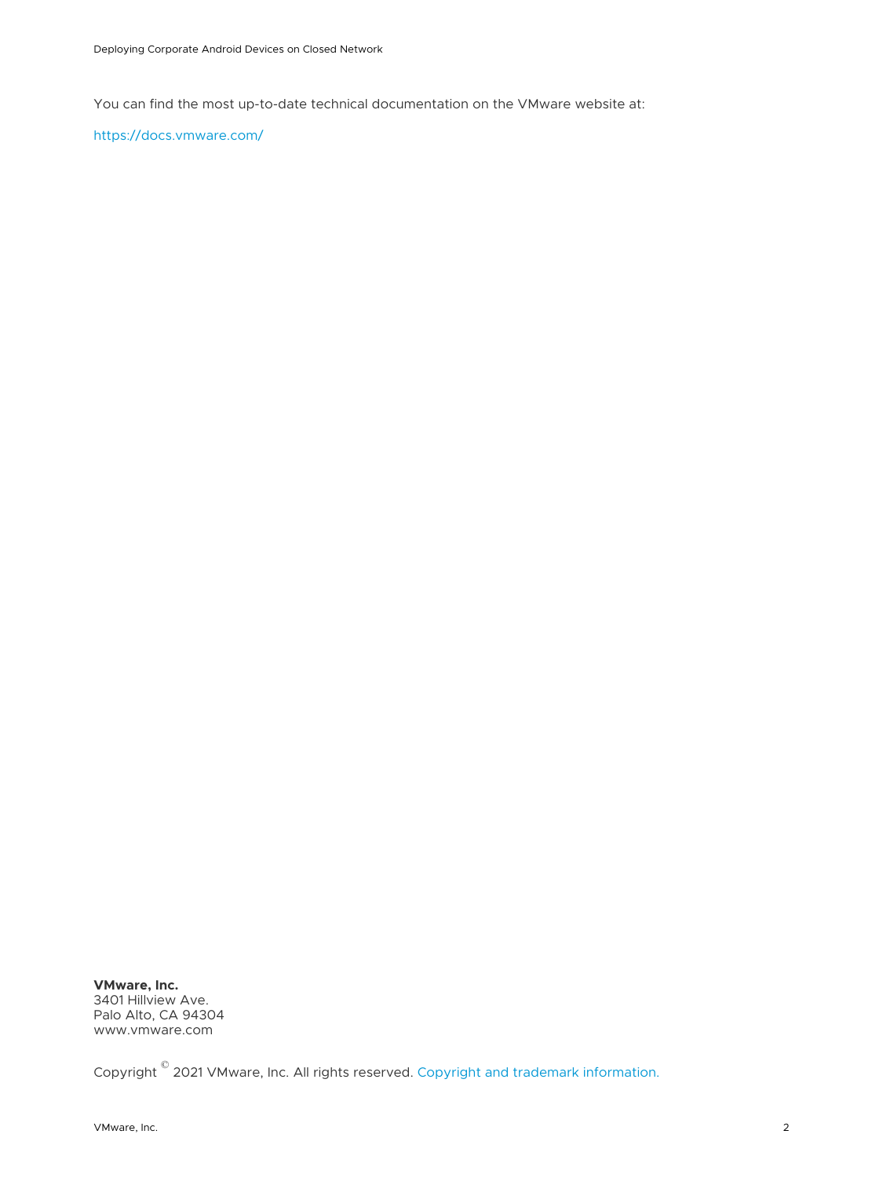You can find the most up-to-date technical documentation on the VMware website at:

https://docs.vmware.com/

**VMware, Inc.**
3401 Hillview Ave.
Palo Alto, CA 94304
www.vmware.com

Copyright © 2021 VMware, Inc. All rights reserved. Copyright and trademark information.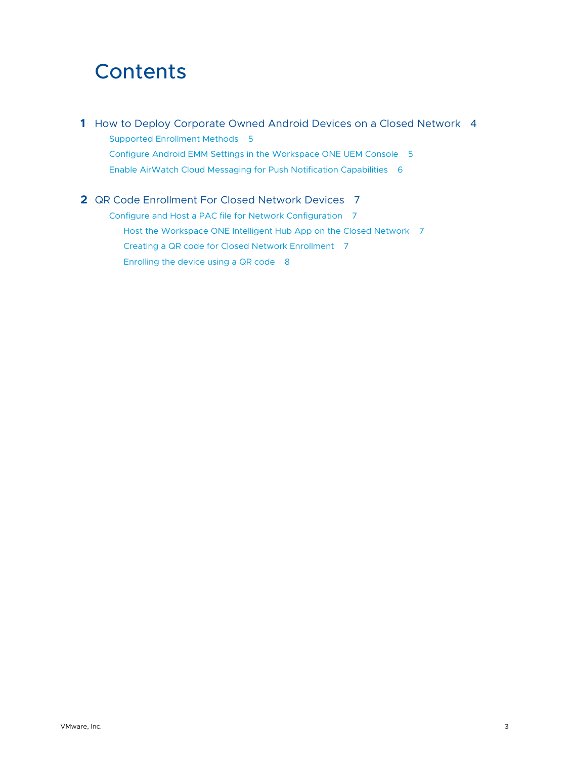# Contents

**1** How to Deploy Corporate Owned Android Devices on a Closed Network 4

- Supported Enrollment Methods 5
- Configure Android EMM Settings in the Workspace ONE UEM Console 5
- Enable AirWatch Cloud Messaging for Push Notification Capabilities 6

**2** QR Code Enrollment For Closed Network Devices 7

- Configure and Host a PAC file for Network Configuration 7
  - Host the Workspace ONE Intelligent Hub App on the Closed Network 7
  - Creating a QR code for Closed Network Enrollment 7
  - Enrolling the device using a QR code 8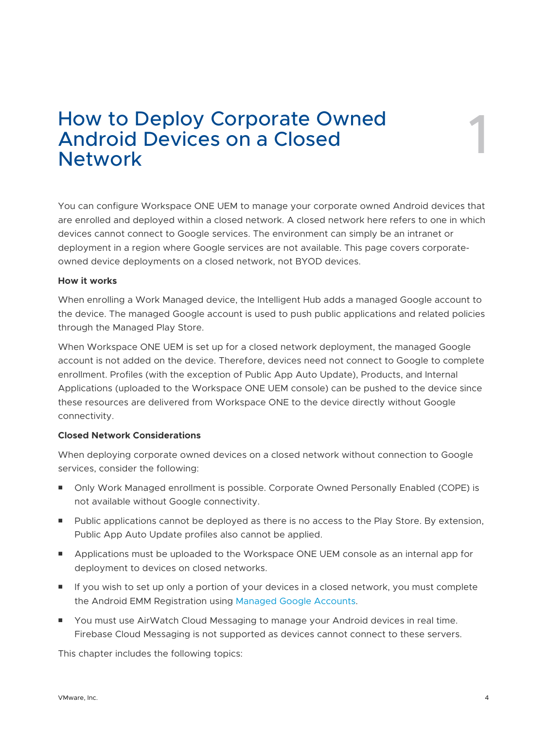# 1 How to Deploy Corporate Owned Android Devices on a Closed Network

You can configure Workspace ONE UEM to manage your corporate owned Android devices that are enrolled and deployed within a closed network. A closed network here refers to one in which devices cannot connect to Google services. The environment can simply be an intranet or deployment in a region where Google services are not available. This page covers corporate-owned device deployments on a closed network, not BYOD devices.

**How it works**

When enrolling a Work Managed device, the Intelligent Hub adds a managed Google account to the device. The managed Google account is used to push public applications and related policies through the Managed Play Store.

When Workspace ONE UEM is set up for a closed network deployment, the managed Google account is not added on the device. Therefore, devices need not connect to Google to complete enrollment. Profiles (with the exception of Public App Auto Update), Products, and Internal Applications (uploaded to the Workspace ONE UEM console) can be pushed to the device since these resources are delivered from Workspace ONE to the device directly without Google connectivity.

**Closed Network Considerations**

When deploying corporate owned devices on a closed network without connection to Google services, consider the following:

- Only Work Managed enrollment is possible. Corporate Owned Personally Enabled (COPE) is not available without Google connectivity.
- Public applications cannot be deployed as there is no access to the Play Store. By extension, Public App Auto Update profiles also cannot be applied.
- Applications must be uploaded to the Workspace ONE UEM console as an internal app for deployment to devices on closed networks.
- If you wish to set up only a portion of your devices in a closed network, you must complete the Android EMM Registration using Managed Google Accounts.
- You must use AirWatch Cloud Messaging to manage your Android devices in real time. Firebase Cloud Messaging is not supported as devices cannot connect to these servers.

This chapter includes the following topics: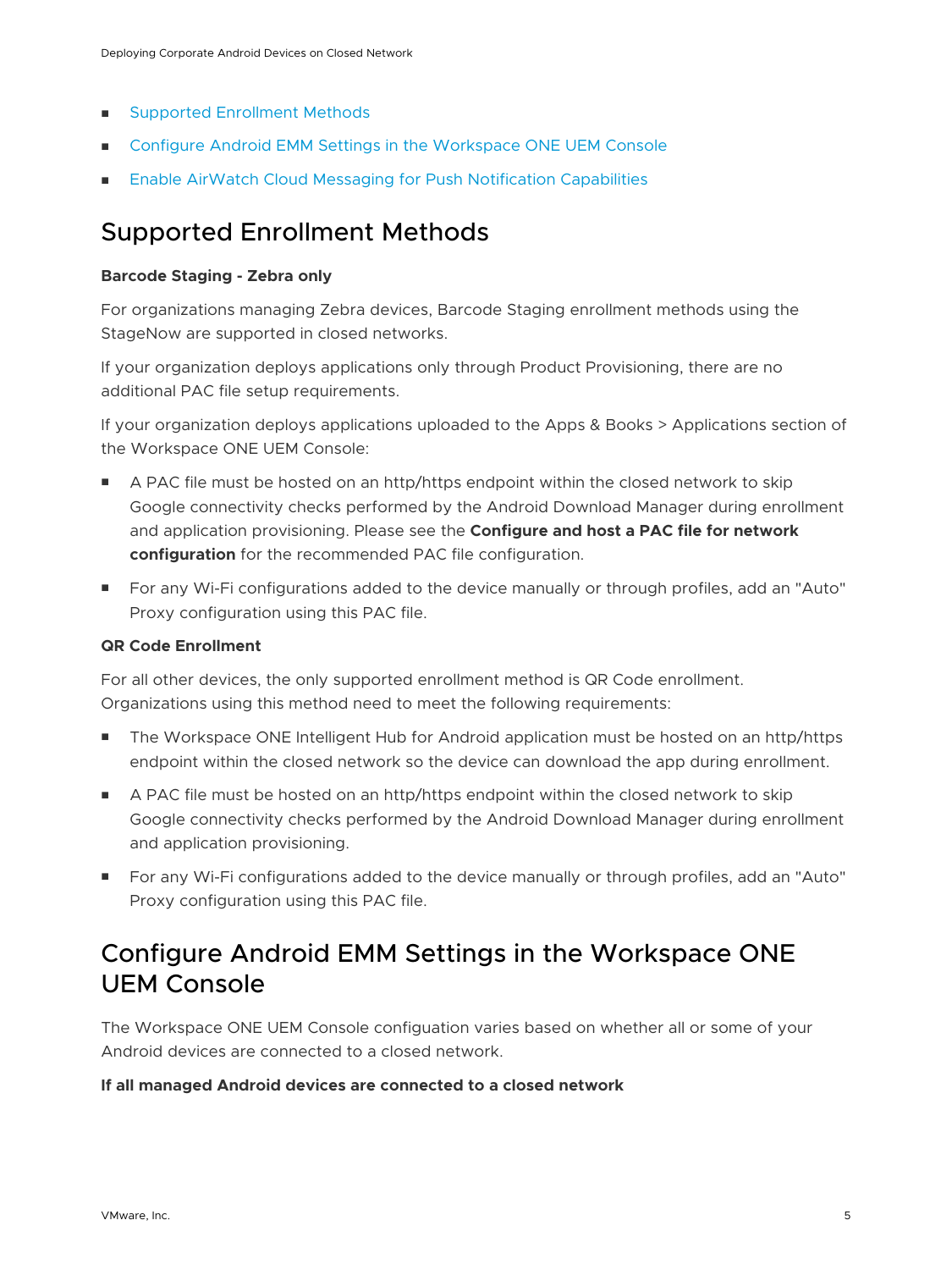- Supported Enrollment Methods
- Configure Android EMM Settings in the Workspace ONE UEM Console
- Enable AirWatch Cloud Messaging for Push Notification Capabilities

## Supported Enrollment Methods

**Barcode Staging - Zebra only**

For organizations managing Zebra devices, Barcode Staging enrollment methods using the StageNow are supported in closed networks.

If your organization deploys applications only through Product Provisioning, there are no additional PAC file setup requirements.

If your organization deploys applications uploaded to the Apps & Books > Applications section of the Workspace ONE UEM Console:

- A PAC file must be hosted on an http/https endpoint within the closed network to skip Google connectivity checks performed by the Android Download Manager during enrollment and application provisioning. Please see the **Configure and host a PAC file for network configuration** for the recommended PAC file configuration.
- For any Wi-Fi configurations added to the device manually or through profiles, add an "Auto" Proxy configuration using this PAC file.

**QR Code Enrollment**

For all other devices, the only supported enrollment method is QR Code enrollment. Organizations using this method need to meet the following requirements:

- The Workspace ONE Intelligent Hub for Android application must be hosted on an http/https endpoint within the closed network so the device can download the app during enrollment.
- A PAC file must be hosted on an http/https endpoint within the closed network to skip Google connectivity checks performed by the Android Download Manager during enrollment and application provisioning.
- For any Wi-Fi configurations added to the device manually or through profiles, add an "Auto" Proxy configuration using this PAC file.

## Configure Android EMM Settings in the Workspace ONE UEM Console

The Workspace ONE UEM Console configuation varies based on whether all or some of your Android devices are connected to a closed network.

**If all managed Android devices are connected to a closed network**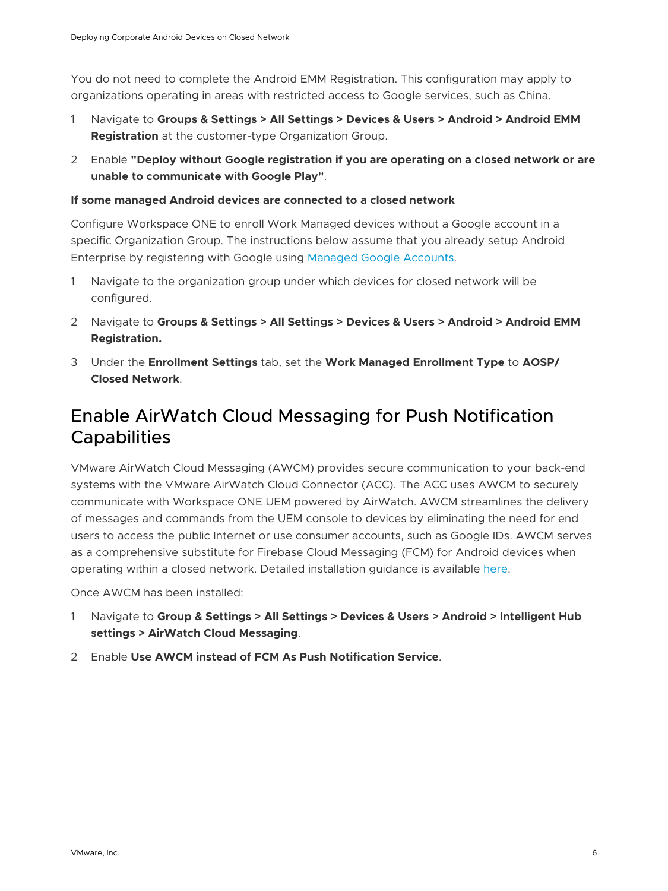You do not need to complete the Android EMM Registration. This configuration may apply to organizations operating in areas with restricted access to Google services, such as China.

1. Navigate to **Groups & Settings > All Settings > Devices & Users > Android > Android EMM Registration** at the customer-type Organization Group.
2. Enable **"Deploy without Google registration if you are operating on a closed network or are unable to communicate with Google Play"**.

**If some managed Android devices are connected to a closed network**

Configure Workspace ONE to enroll Work Managed devices without a Google account in a specific Organization Group. The instructions below assume that you already setup Android Enterprise by registering with Google using Managed Google Accounts.

1. Navigate to the organization group under which devices for closed network will be configured.
2. Navigate to **Groups & Settings > All Settings > Devices & Users > Android > Android EMM Registration.**
3. Under the **Enrollment Settings** tab, set the **Work Managed Enrollment Type** to **AOSP/ Closed Network**.

## Enable AirWatch Cloud Messaging for Push Notification Capabilities

VMware AirWatch Cloud Messaging (AWCM) provides secure communication to your back-end systems with the VMware AirWatch Cloud Connector (ACC). The ACC uses AWCM to securely communicate with Workspace ONE UEM powered by AirWatch. AWCM streamlines the delivery of messages and commands from the UEM console to devices by eliminating the need for end users to access the public Internet or use consumer accounts, such as Google IDs. AWCM serves as a comprehensive substitute for Firebase Cloud Messaging (FCM) for Android devices when operating within a closed network. Detailed installation guidance is available here.

Once AWCM has been installed:

1. Navigate to **Group & Settings > All Settings > Devices & Users > Android > Intelligent Hub settings > AirWatch Cloud Messaging**.
2. Enable **Use AWCM instead of FCM As Push Notification Service**.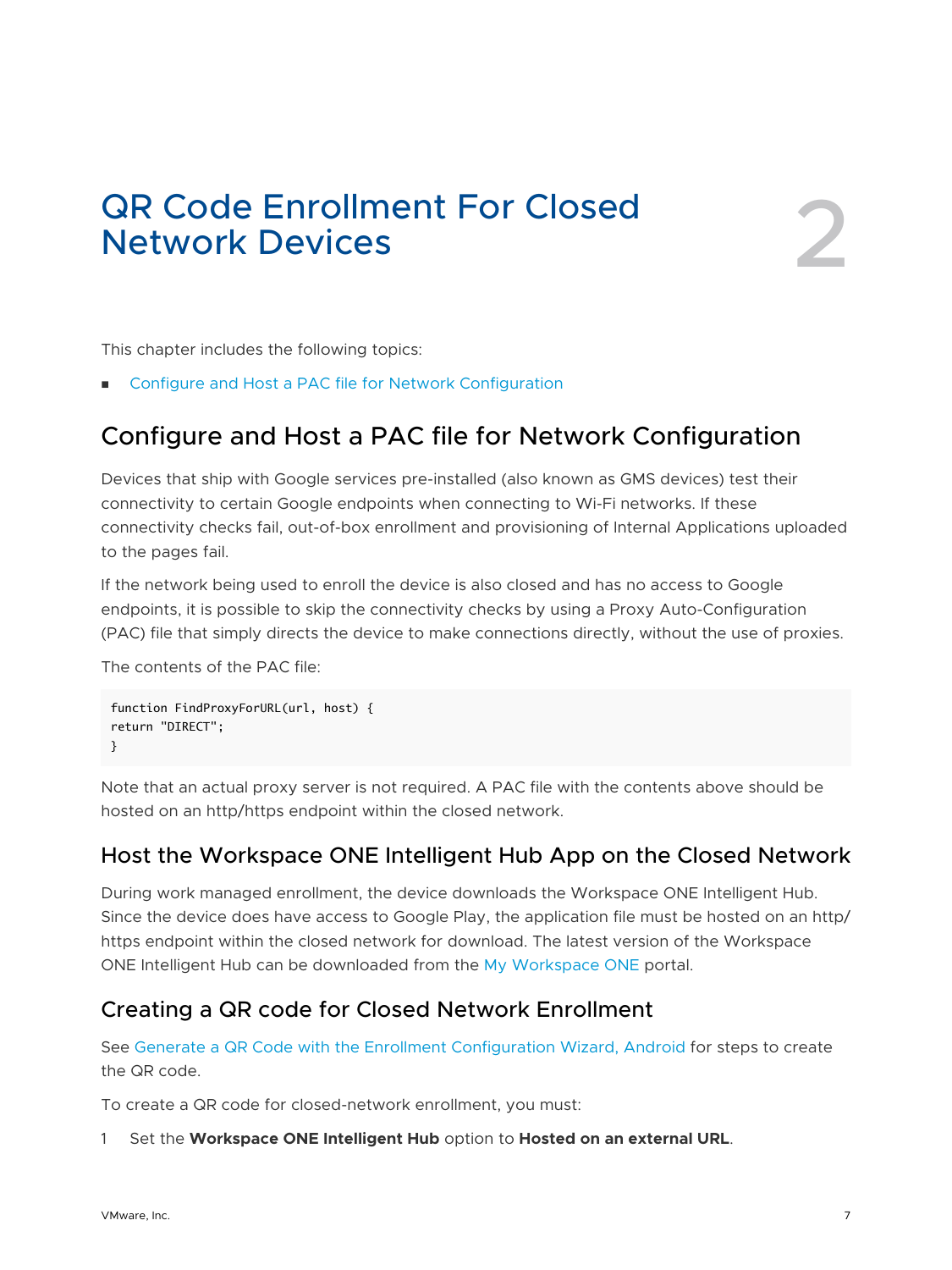# QR Code Enrollment For Closed Network Devices

2

This chapter includes the following topics:

- Configure and Host a PAC file for Network Configuration

## Configure and Host a PAC file for Network Configuration

Devices that ship with Google services pre-installed (also known as GMS devices) test their connectivity to certain Google endpoints when connecting to Wi-Fi networks. If these connectivity checks fail, out-of-box enrollment and provisioning of Internal Applications uploaded to the pages fail.

If the network being used to enroll the device is also closed and has no access to Google endpoints, it is possible to skip the connectivity checks by using a Proxy Auto-Configuration (PAC) file that simply directs the device to make connections directly, without the use of proxies.

The contents of the PAC file:

```
function FindProxyForURL(url, host) {
return "DIRECT";
}
```

Note that an actual proxy server is not required. A PAC file with the contents above should be hosted on an http/https endpoint within the closed network.

### Host the Workspace ONE Intelligent Hub App on the Closed Network

During work managed enrollment, the device downloads the Workspace ONE Intelligent Hub. Since the device does have access to Google Play, the application file must be hosted on an http/https endpoint within the closed network for download. The latest version of the Workspace ONE Intelligent Hub can be downloaded from the My Workspace ONE portal.

### Creating a QR code for Closed Network Enrollment

See Generate a QR Code with the Enrollment Configuration Wizard, Android for steps to create the QR code.

To create a QR code for closed-network enrollment, you must:

1 Set the **Workspace ONE Intelligent Hub** option to **Hosted on an external URL**.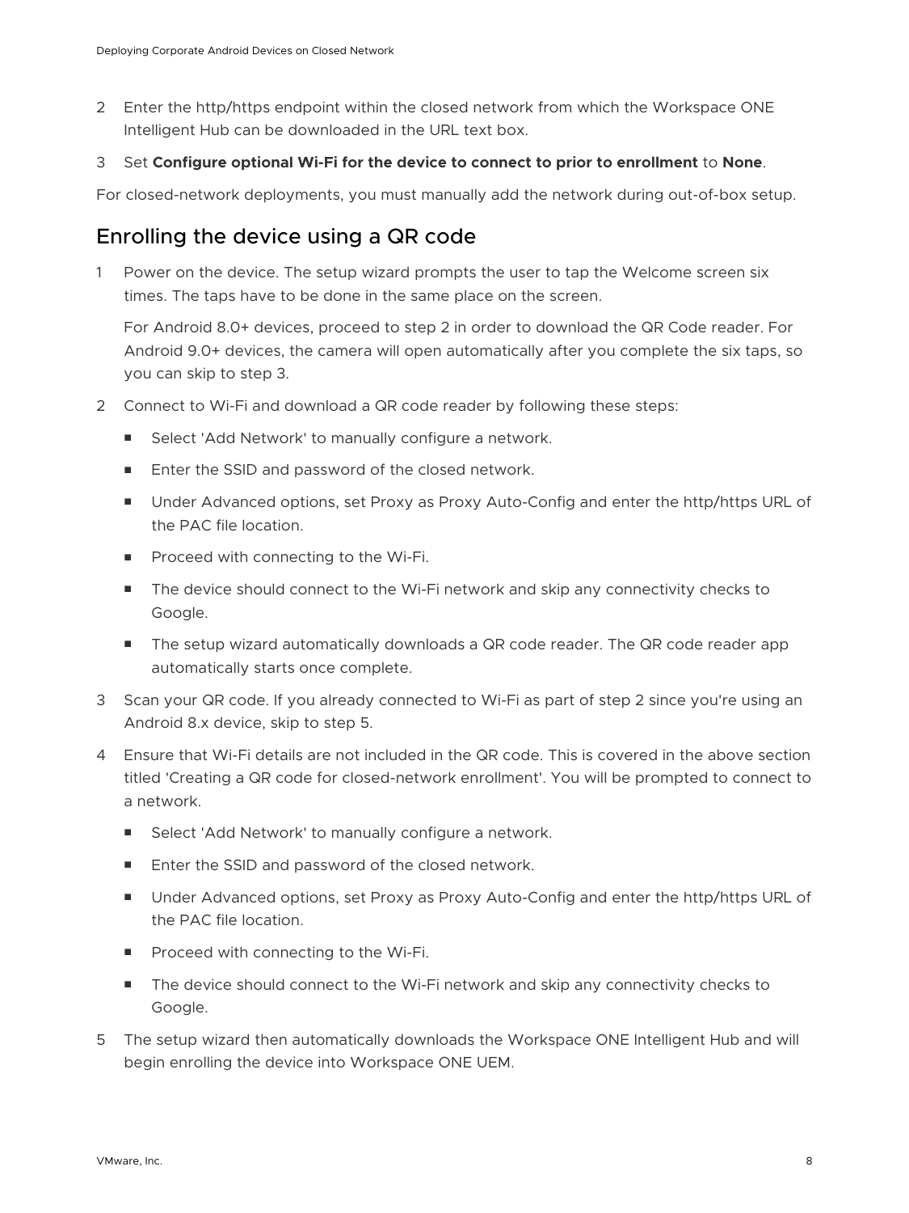2. Enter the http/https endpoint within the closed network from which the Workspace ONE Intelligent Hub can be downloaded in the URL text box.
3. Set **Configure optional Wi-Fi for the device to connect to prior to enrollment** to **None**.

For closed-network deployments, you must manually add the network during out-of-box setup.

## Enrolling the device using a QR code

1. Power on the device. The setup wizard prompts the user to tap the Welcome screen six times. The taps have to be done in the same place on the screen.

   For Android 8.0+ devices, proceed to step 2 in order to download the QR Code reader. For Android 9.0+ devices, the camera will open automatically after you complete the six taps, so you can skip to step 3.

2. Connect to Wi-Fi and download a QR code reader by following these steps:
   - Select 'Add Network' to manually configure a network.
   - Enter the SSID and password of the closed network.
   - Under Advanced options, set Proxy as Proxy Auto-Config and enter the http/https URL of the PAC file location.
   - Proceed with connecting to the Wi-Fi.
   - The device should connect to the Wi-Fi network and skip any connectivity checks to Google.
   - The setup wizard automatically downloads a QR code reader. The QR code reader app automatically starts once complete.

3. Scan your QR code. If you already connected to Wi-Fi as part of step 2 since you're using an Android 8.x device, skip to step 5.

4. Ensure that Wi-Fi details are not included in the QR code. This is covered in the above section titled 'Creating a QR code for closed-network enrollment'. You will be prompted to connect to a network.
   - Select 'Add Network' to manually configure a network.
   - Enter the SSID and password of the closed network.
   - Under Advanced options, set Proxy as Proxy Auto-Config and enter the http/https URL of the PAC file location.
   - Proceed with connecting to the Wi-Fi.
   - The device should connect to the Wi-Fi network and skip any connectivity checks to Google.

5. The setup wizard then automatically downloads the Workspace ONE Intelligent Hub and will begin enrolling the device into Workspace ONE UEM.